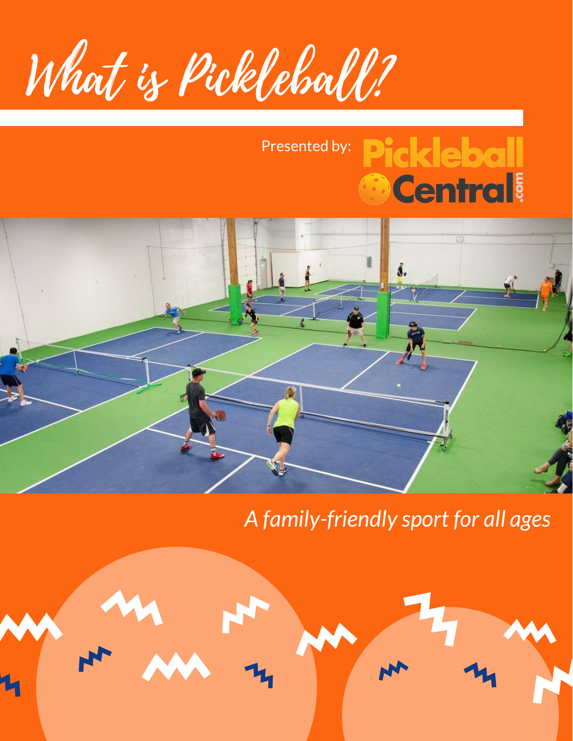# What is Pickleball?

Presented by: Pickleball Central.com

*A family-friendly sport for all ages*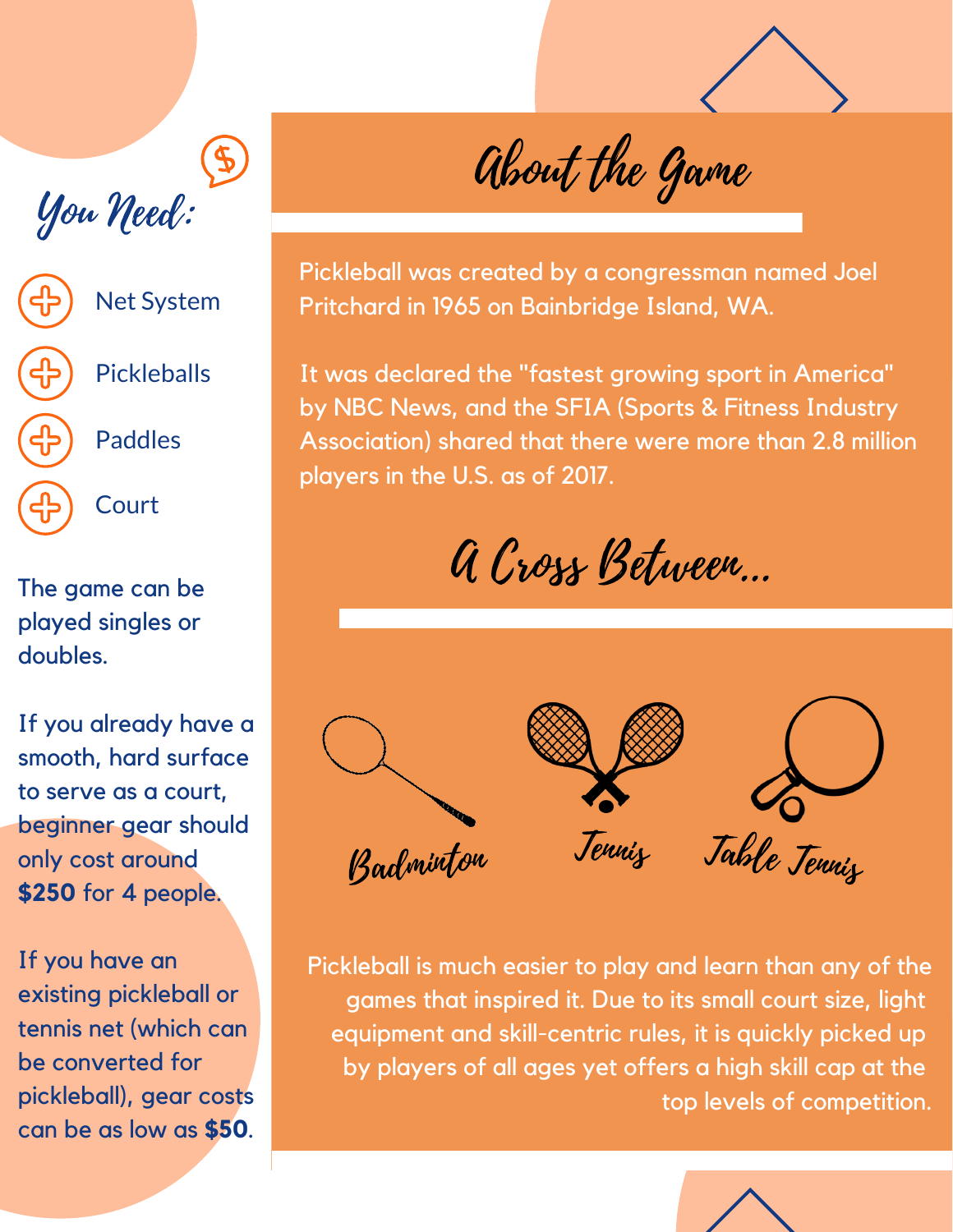## You Need:

- Net System
- Pickleballs
- Paddles
- Court

The game can be played singles or doubles.

If you already have a smooth, hard surface to serve as a court, beginner gear should only cost around **$250** for 4 people.

If you have an existing pickleball or tennis net (which can be converted for pickleball), gear costs can be as low as **$50**.

## About the Game

Pickleball was created by a congressman named Joel Pritchard in 1965 on Bainbridge Island, WA.

It was declared the "fastest growing sport in America" by NBC News, and the SFIA (Sports & Fitness Industry Association) shared that there were more than 2.8 million players in the U.S. as of 2017.

## A Cross Between...

Badminton | Tennis | Table Tennis

Pickleball is much easier to play and learn than any of the games that inspired it. Due to its small court size, light equipment and skill-centric rules, it is quickly picked up by players of all ages yet offers a high skill cap at the top levels of competition.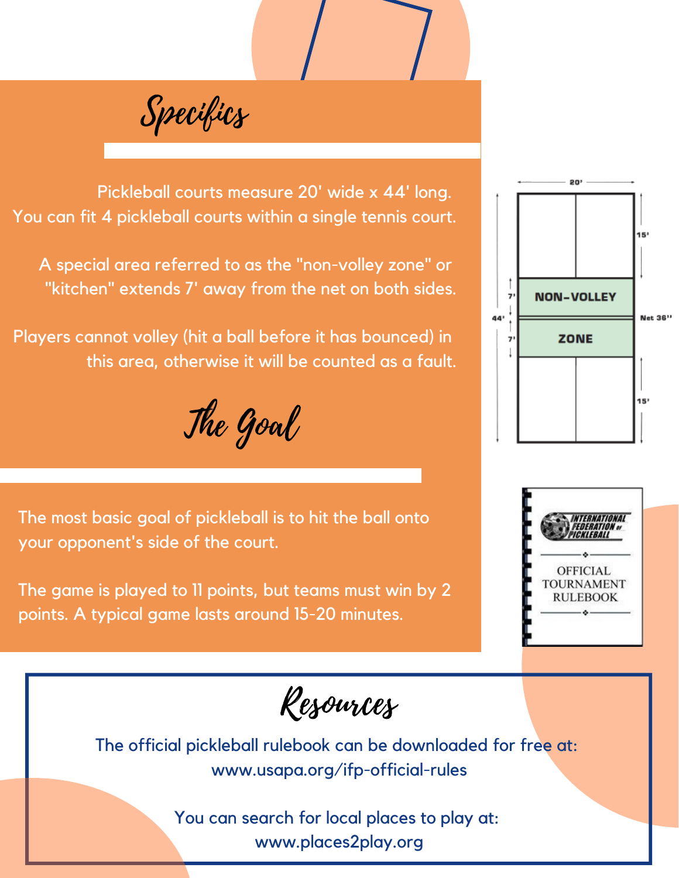## Specifics

Pickleball courts measure 20' wide x 44' long. You can fit 4 pickleball courts within a single tennis court.

A special area referred to as the "non-volley zone" or "kitchen" extends 7' away from the net on both sides.

Players cannot volley (hit a ball before it has bounced) in this area, otherwise it will be counted as a fault.

## The Goal

The most basic goal of pickleball is to hit the ball onto your opponent's side of the court.

The game is played to 11 points, but teams must win by 2 points. A typical game lasts around 15-20 minutes.

## Resources

The official pickleball rulebook can be downloaded for free at:
www.usapa.org/ifp-official-rules

You can search for local places to play at:
www.places2play.org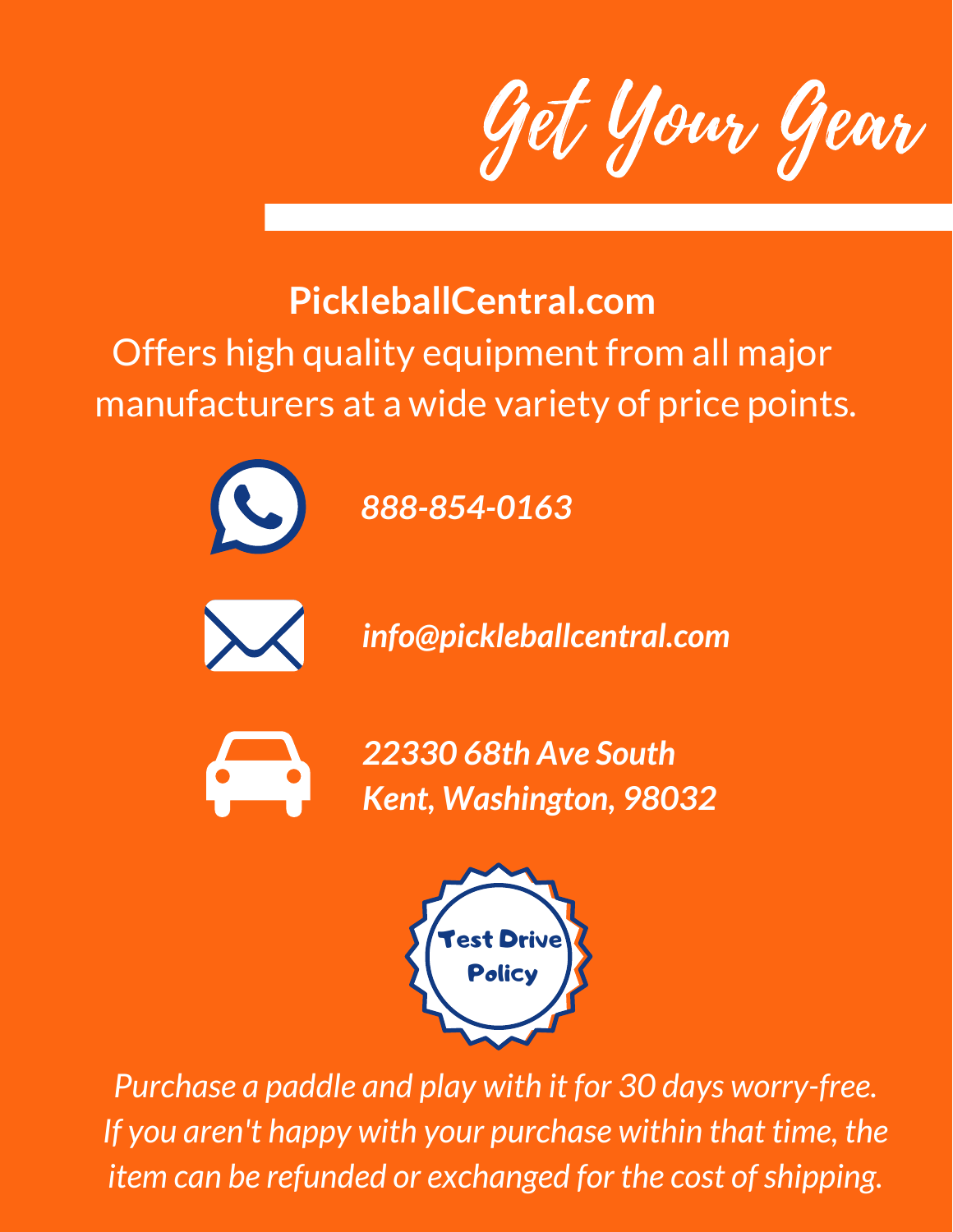# Get Your Gear

**PickleballCentral.com**

Offers high quality equipment from all major manufacturers at a wide variety of price points.

***888-854-0163***

***info@pickleballcentral.com***

***22330 68th Ave South***
***Kent, Washington, 98032***

**Test Drive Policy**

*Purchase a paddle and play with it for 30 days worry-free. If you aren't happy with your purchase within that time, the item can be refunded or exchanged for the cost of shipping.*